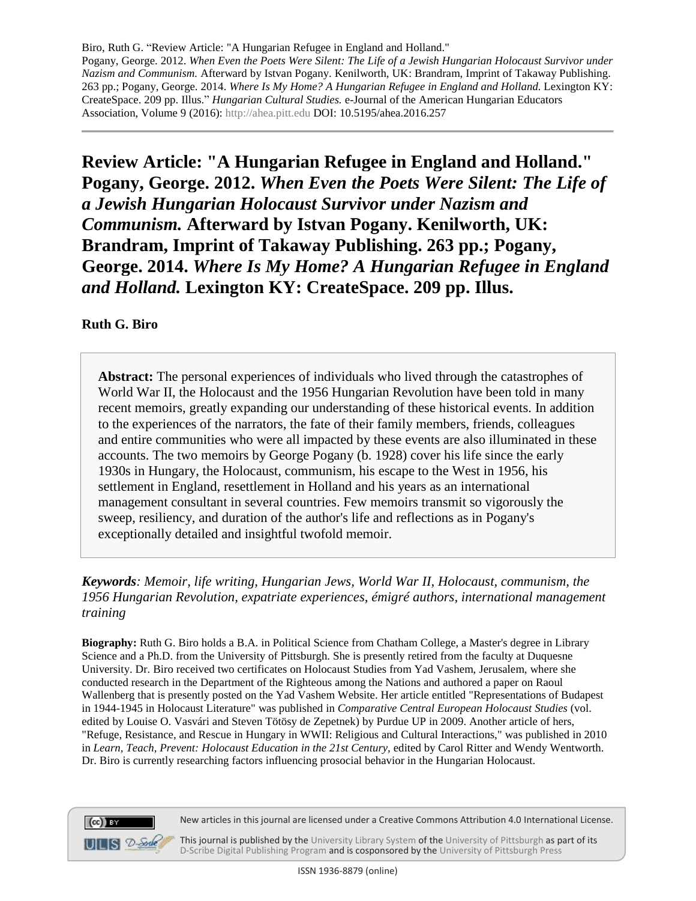Biro, Ruth G. "Review Article: "A Hungarian Refugee in England and Holland."
Pogany, George. 2012. *When Even the Poets Were Silent: The Life of a Jewish Hungarian Holocaust Survivor under Nazism and Communism.* Afterward by Istvan Pogany. Kenilworth, UK: Brandram, Imprint of Takaway Publishing. 263 pp.; Pogany, George. 2014. *Where Is My Home? A Hungarian Refugee in England and Holland.* Lexington KY: CreateSpace. 209 pp. Illus." *Hungarian Cultural Studies.* e-Journal of the American Hungarian Educators Association, Volume 9 (2016): http://ahea.pitt.edu DOI: 10.5195/ahea.2016.257

# Review Article: "A Hungarian Refugee in England and Holland." Pogany, George. 2012. *When Even the Poets Were Silent: The Life of a Jewish Hungarian Holocaust Survivor under Nazism and Communism.* Afterward by Istvan Pogany. Kenilworth, UK: Brandram, Imprint of Takaway Publishing. 263 pp.; Pogany, George. 2014. *Where Is My Home? A Hungarian Refugee in England and Holland.* Lexington KY: CreateSpace. 209 pp. Illus.

**Ruth G. Biro**

**Abstract:** The personal experiences of individuals who lived through the catastrophes of World War II, the Holocaust and the 1956 Hungarian Revolution have been told in many recent memoirs, greatly expanding our understanding of these historical events. In addition to the experiences of the narrators, the fate of their family members, friends, colleagues and entire communities who were all impacted by these events are also illuminated in these accounts. The two memoirs by George Pogany (b. 1928) cover his life since the early 1930s in Hungary, the Holocaust, communism, his escape to the West in 1956, his settlement in England, resettlement in Holland and his years as an international management consultant in several countries. Few memoirs transmit so vigorously the sweep, resiliency, and duration of the author's life and reflections as in Pogany's exceptionally detailed and insightful twofold memoir.

***Keywords****: Memoir, life writing, Hungarian Jews, World War II, Holocaust, communism, the 1956 Hungarian Revolution, expatriate experiences, émigré authors, international management training*

**Biography:** Ruth G. Biro holds a B.A. in Political Science from Chatham College, a Master's degree in Library Science and a Ph.D. from the University of Pittsburgh. She is presently retired from the faculty at Duquesne University. Dr. Biro received two certificates on Holocaust Studies from Yad Vashem, Jerusalem, where she conducted research in the Department of the Righteous among the Nations and authored a paper on Raoul Wallenberg that is presently posted on the Yad Vashem Website. Her article entitled "Representations of Budapest in 1944-1945 in Holocaust Literature" was published in *Comparative Central European Holocaust Studies* (vol. edited by Louise O. Vasvári and Steven Tötösy de Zepetnek) by Purdue UP in 2009. Another article of hers, "Refuge, Resistance, and Rescue in Hungary in WWII: Religious and Cultural Interactions," was published in 2010 in *Learn, Teach, Prevent: Holocaust Education in the 21st Century,* edited by Carol Ritter and Wendy Wentworth. Dr. Biro is currently researching factors influencing prosocial behavior in the Hungarian Holocaust.

New articles in this journal are licensed under a Creative Commons Attribution 4.0 International License.

This journal is published by the University Library System of the University of Pittsburgh as part of its D-Scribe Digital Publishing Program and is cosponsored by the University of Pittsburgh Press

ISSN 1936-8879 (online)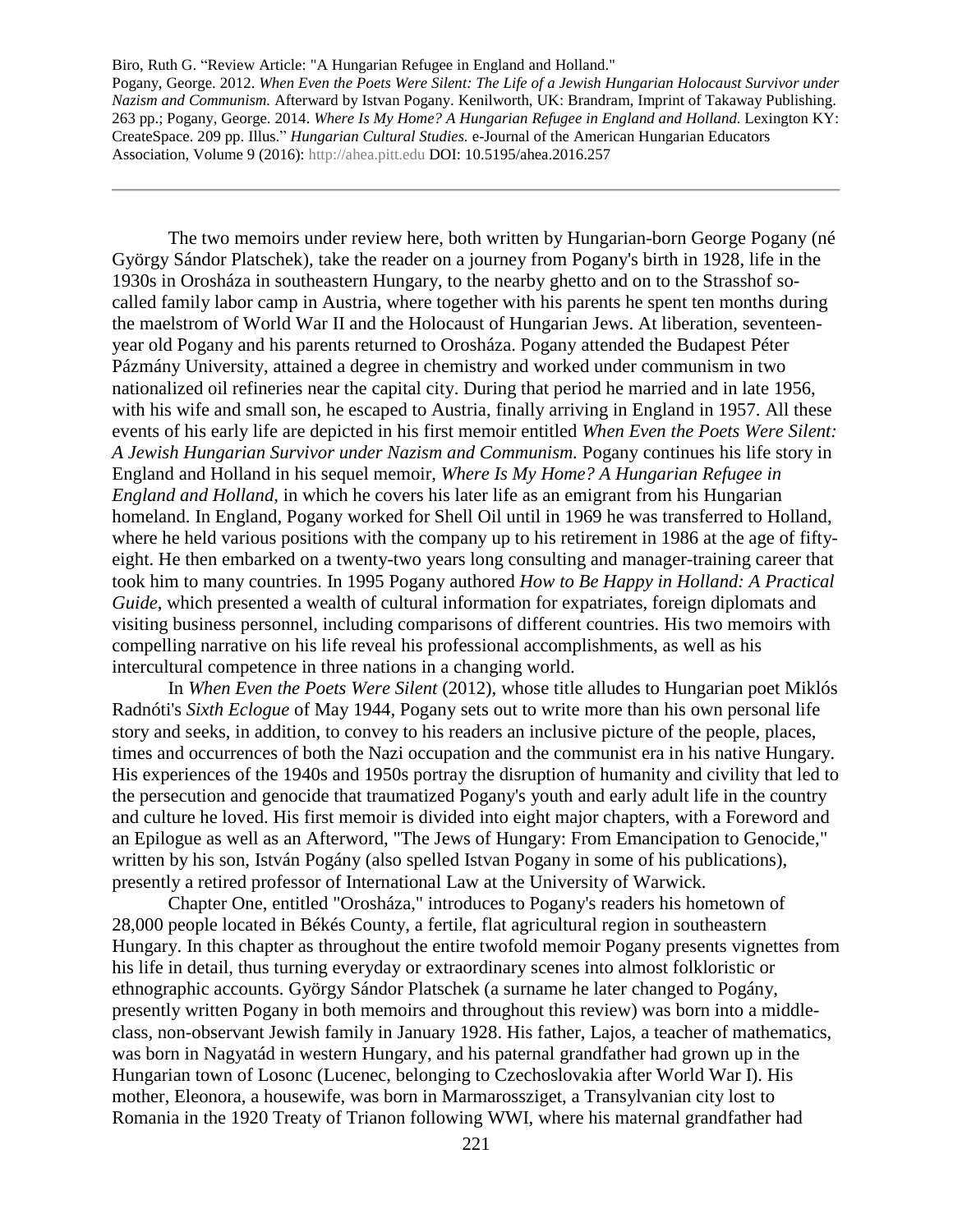The two memoirs under review here, both written by Hungarian-born George Pogany (né György Sándor Platschek), take the reader on a journey from Pogany's birth in 1928, life in the 1930s in Orosháza in southeastern Hungary, to the nearby ghetto and on to the Strasshof so-called family labor camp in Austria, where together with his parents he spent ten months during the maelstrom of World War II and the Holocaust of Hungarian Jews. At liberation, seventeen-year old Pogany and his parents returned to Orosháza. Pogany attended the Budapest Péter Pázmány University, attained a degree in chemistry and worked under communism in two nationalized oil refineries near the capital city. During that period he married and in late 1956, with his wife and small son, he escaped to Austria, finally arriving in England in 1957. All these events of his early life are depicted in his first memoir entitled *When Even the Poets Were Silent: A Jewish Hungarian Survivor under Nazism and Communism.* Pogany continues his life story in England and Holland in his sequel memoir, *Where Is My Home? A Hungarian Refugee in England and Holland,* in which he covers his later life as an emigrant from his Hungarian homeland. In England, Pogany worked for Shell Oil until in 1969 he was transferred to Holland, where he held various positions with the company up to his retirement in 1986 at the age of fifty-eight. He then embarked on a twenty-two years long consulting and manager-training career that took him to many countries. In 1995 Pogany authored *How to Be Happy in Holland: A Practical Guide,* which presented a wealth of cultural information for expatriates, foreign diplomats and visiting business personnel, including comparisons of different countries. His two memoirs with compelling narrative on his life reveal his professional accomplishments, as well as his intercultural competence in three nations in a changing world.

In *When Even the Poets Were Silent* (2012), whose title alludes to Hungarian poet Miklós Radnóti's *Sixth Eclogue* of May 1944, Pogany sets out to write more than his own personal life story and seeks, in addition, to convey to his readers an inclusive picture of the people, places, times and occurrences of both the Nazi occupation and the communist era in his native Hungary. His experiences of the 1940s and 1950s portray the disruption of humanity and civility that led to the persecution and genocide that traumatized Pogany's youth and early adult life in the country and culture he loved. His first memoir is divided into eight major chapters, with a Foreword and an Epilogue as well as an Afterword, "The Jews of Hungary: From Emancipation to Genocide," written by his son, István Pogány (also spelled Istvan Pogany in some of his publications), presently a retired professor of International Law at the University of Warwick.

Chapter One, entitled "Orosháza," introduces to Pogany's readers his hometown of 28,000 people located in Békés County, a fertile, flat agricultural region in southeastern Hungary. In this chapter as throughout the entire twofold memoir Pogany presents vignettes from his life in detail, thus turning everyday or extraordinary scenes into almost folkloristic or ethnographic accounts. György Sándor Platschek (a surname he later changed to Pogány, presently written Pogany in both memoirs and throughout this review) was born into a middle-class, non-observant Jewish family in January 1928. His father, Lajos, a teacher of mathematics, was born in Nagyatád in western Hungary, and his paternal grandfather had grown up in the Hungarian town of Losonc (Lucenec, belonging to Czechoslovakia after World War I). His mother, Eleonora, a housewife, was born in Marmarossziget, a Transylvanian city lost to Romania in the 1920 Treaty of Trianon following WWI, where his maternal grandfather had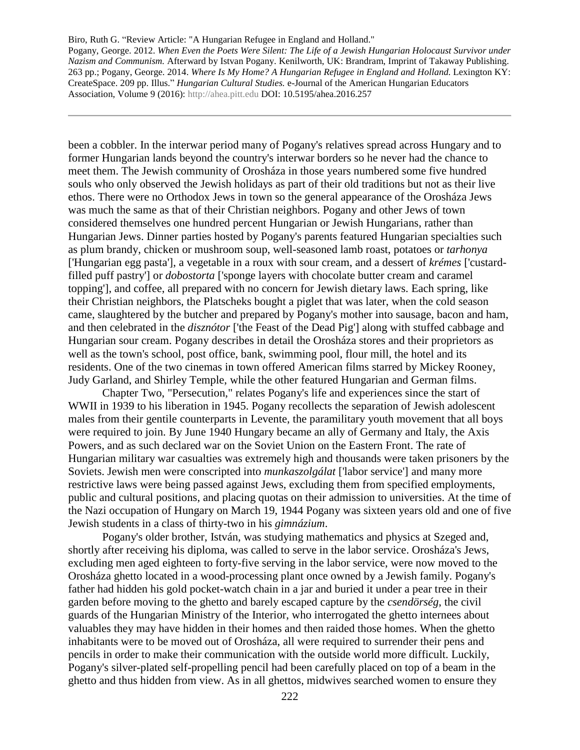been a cobbler. In the interwar period many of Pogany's relatives spread across Hungary and to former Hungarian lands beyond the country's interwar borders so he never had the chance to meet them. The Jewish community of Orosháza in those years numbered some five hundred souls who only observed the Jewish holidays as part of their old traditions but not as their live ethos. There were no Orthodox Jews in town so the general appearance of the Orosháza Jews was much the same as that of their Christian neighbors. Pogany and other Jews of town considered themselves one hundred percent Hungarian or Jewish Hungarians, rather than Hungarian Jews. Dinner parties hosted by Pogany's parents featured Hungarian specialties such as plum brandy, chicken or mushroom soup, well-seasoned lamb roast, potatoes or *tarhonya* ['Hungarian egg pasta'], a vegetable in a roux with sour cream, and a dessert of *krémes* ['custard-filled puff pastry'] or *dobostorta* ['sponge layers with chocolate butter cream and caramel topping'], and coffee, all prepared with no concern for Jewish dietary laws. Each spring, like their Christian neighbors, the Platscheks bought a piglet that was later, when the cold season came, slaughtered by the butcher and prepared by Pogany's mother into sausage, bacon and ham, and then celebrated in the *disznótor* ['the Feast of the Dead Pig'] along with stuffed cabbage and Hungarian sour cream. Pogany describes in detail the Orosháza stores and their proprietors as well as the town's school, post office, bank, swimming pool, flour mill, the hotel and its residents. One of the two cinemas in town offered American films starred by Mickey Rooney, Judy Garland, and Shirley Temple, while the other featured Hungarian and German films.

Chapter Two, "Persecution," relates Pogany's life and experiences since the start of WWII in 1939 to his liberation in 1945. Pogany recollects the separation of Jewish adolescent males from their gentile counterparts in Levente, the paramilitary youth movement that all boys were required to join. By June 1940 Hungary became an ally of Germany and Italy, the Axis Powers, and as such declared war on the Soviet Union on the Eastern Front. The rate of Hungarian military war casualties was extremely high and thousands were taken prisoners by the Soviets. Jewish men were conscripted into *munkaszolgálat* ['labor service'] and many more restrictive laws were being passed against Jews, excluding them from specified employments, public and cultural positions, and placing quotas on their admission to universities. At the time of the Nazi occupation of Hungary on March 19, 1944 Pogany was sixteen years old and one of five Jewish students in a class of thirty-two in his *gimnázium*.

Pogany's older brother, István, was studying mathematics and physics at Szeged and, shortly after receiving his diploma, was called to serve in the labor service. Orosháza's Jews, excluding men aged eighteen to forty-five serving in the labor service, were now moved to the Orosháza ghetto located in a wood-processing plant once owned by a Jewish family. Pogany's father had hidden his gold pocket-watch chain in a jar and buried it under a pear tree in their garden before moving to the ghetto and barely escaped capture by the *csendörség*, the civil guards of the Hungarian Ministry of the Interior, who interrogated the ghetto internees about valuables they may have hidden in their homes and then raided those homes. When the ghetto inhabitants were to be moved out of Orosháza, all were required to surrender their pens and pencils in order to make their communication with the outside world more difficult. Luckily, Pogany's silver-plated self-propelling pencil had been carefully placed on top of a beam in the ghetto and thus hidden from view. As in all ghettos, midwives searched women to ensure they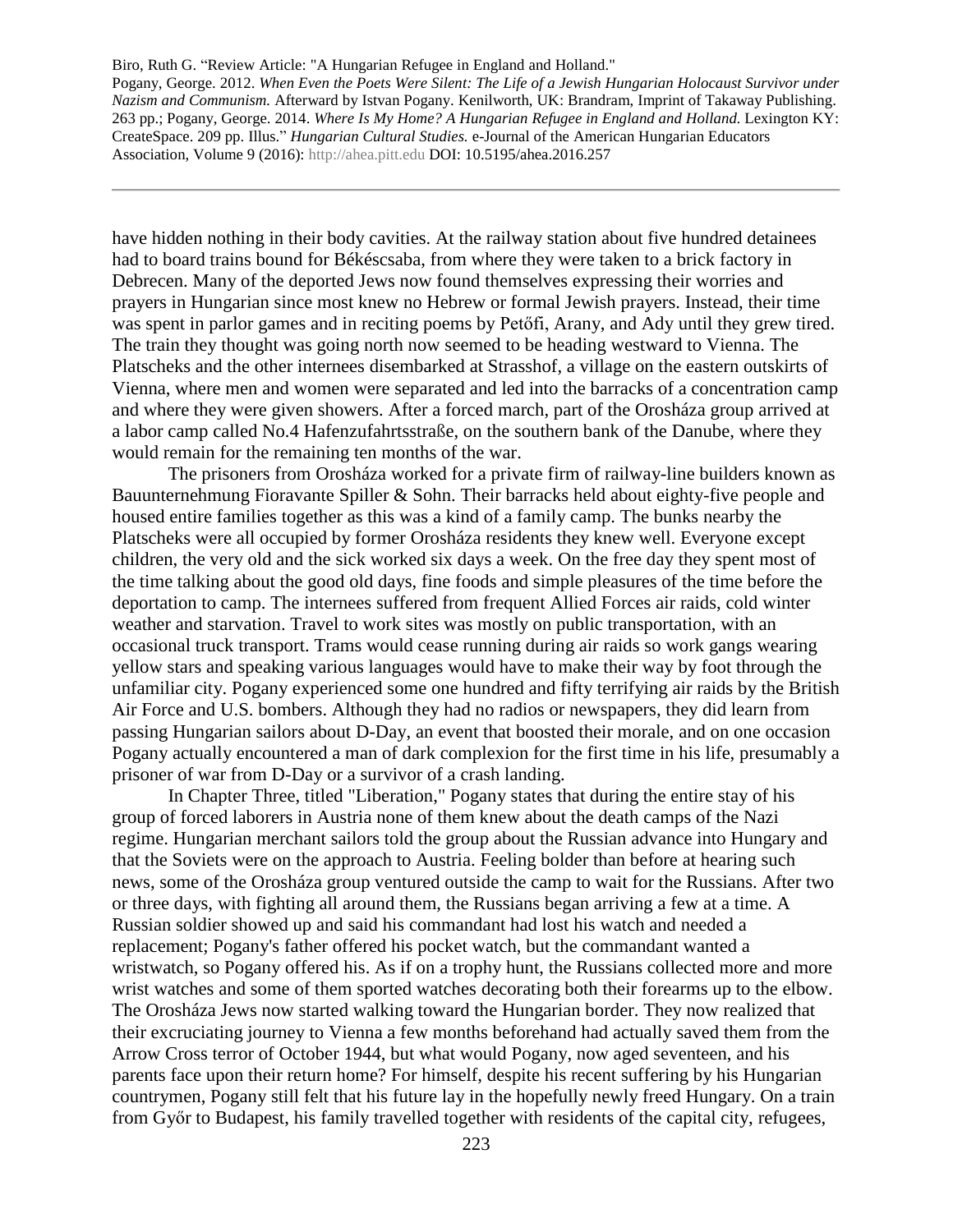have hidden nothing in their body cavities. At the railway station about five hundred detainees had to board trains bound for Békéscsaba, from where they were taken to a brick factory in Debrecen. Many of the deported Jews now found themselves expressing their worries and prayers in Hungarian since most knew no Hebrew or formal Jewish prayers. Instead, their time was spent in parlor games and in reciting poems by Petőfi, Arany, and Ady until they grew tired. The train they thought was going north now seemed to be heading westward to Vienna. The Platscheks and the other internees disembarked at Strasshof, a village on the eastern outskirts of Vienna, where men and women were separated and led into the barracks of a concentration camp and where they were given showers. After a forced march, part of the Orosháza group arrived at a labor camp called No.4 Hafenzufahrtsstraße, on the southern bank of the Danube, where they would remain for the remaining ten months of the war.

The prisoners from Orosháza worked for a private firm of railway-line builders known as Bauunternehmung Fioravante Spiller & Sohn. Their barracks held about eighty-five people and housed entire families together as this was a kind of a family camp. The bunks nearby the Platscheks were all occupied by former Orosháza residents they knew well. Everyone except children, the very old and the sick worked six days a week. On the free day they spent most of the time talking about the good old days, fine foods and simple pleasures of the time before the deportation to camp. The internees suffered from frequent Allied Forces air raids, cold winter weather and starvation. Travel to work sites was mostly on public transportation, with an occasional truck transport. Trams would cease running during air raids so work gangs wearing yellow stars and speaking various languages would have to make their way by foot through the unfamiliar city. Pogany experienced some one hundred and fifty terrifying air raids by the British Air Force and U.S. bombers. Although they had no radios or newspapers, they did learn from passing Hungarian sailors about D-Day, an event that boosted their morale, and on one occasion Pogany actually encountered a man of dark complexion for the first time in his life, presumably a prisoner of war from D-Day or a survivor of a crash landing.

In Chapter Three, titled "Liberation," Pogany states that during the entire stay of his group of forced laborers in Austria none of them knew about the death camps of the Nazi regime. Hungarian merchant sailors told the group about the Russian advance into Hungary and that the Soviets were on the approach to Austria. Feeling bolder than before at hearing such news, some of the Orosháza group ventured outside the camp to wait for the Russians. After two or three days, with fighting all around them, the Russians began arriving a few at a time. A Russian soldier showed up and said his commandant had lost his watch and needed a replacement; Pogany's father offered his pocket watch, but the commandant wanted a wristwatch, so Pogany offered his. As if on a trophy hunt, the Russians collected more and more wrist watches and some of them sported watches decorating both their forearms up to the elbow. The Orosháza Jews now started walking toward the Hungarian border. They now realized that their excruciating journey to Vienna a few months beforehand had actually saved them from the Arrow Cross terror of October 1944, but what would Pogany, now aged seventeen, and his parents face upon their return home? For himself, despite his recent suffering by his Hungarian countrymen, Pogany still felt that his future lay in the hopefully newly freed Hungary. On a train from Győr to Budapest, his family travelled together with residents of the capital city, refugees,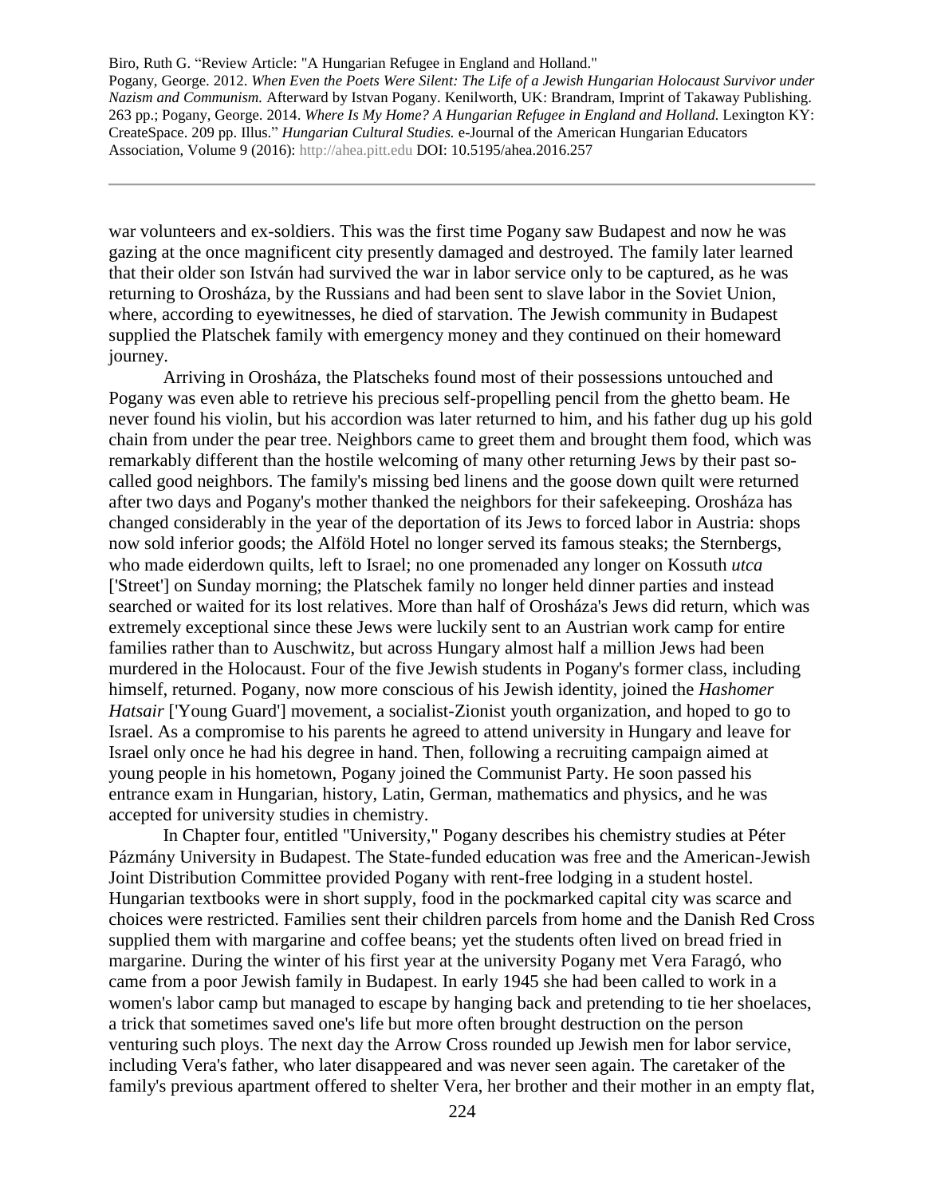war volunteers and ex-soldiers. This was the first time Pogany saw Budapest and now he was gazing at the once magnificent city presently damaged and destroyed. The family later learned that their older son István had survived the war in labor service only to be captured, as he was returning to Orosháza, by the Russians and had been sent to slave labor in the Soviet Union, where, according to eyewitnesses, he died of starvation. The Jewish community in Budapest supplied the Platschek family with emergency money and they continued on their homeward journey.

Arriving in Orosháza, the Platscheks found most of their possessions untouched and Pogany was even able to retrieve his precious self-propelling pencil from the ghetto beam. He never found his violin, but his accordion was later returned to him, and his father dug up his gold chain from under the pear tree. Neighbors came to greet them and brought them food, which was remarkably different than the hostile welcoming of many other returning Jews by their past so-called good neighbors. The family's missing bed linens and the goose down quilt were returned after two days and Pogany's mother thanked the neighbors for their safekeeping. Orosháza has changed considerably in the year of the deportation of its Jews to forced labor in Austria: shops now sold inferior goods; the Alföld Hotel no longer served its famous steaks; the Sternbergs, who made eiderdown quilts, left to Israel; no one promenaded any longer on Kossuth *utca* ['Street'] on Sunday morning; the Platschek family no longer held dinner parties and instead searched or waited for its lost relatives. More than half of Orosháza's Jews did return, which was extremely exceptional since these Jews were luckily sent to an Austrian work camp for entire families rather than to Auschwitz, but across Hungary almost half a million Jews had been murdered in the Holocaust. Four of the five Jewish students in Pogany's former class, including himself, returned. Pogany, now more conscious of his Jewish identity, joined the *Hashomer Hatsair* ['Young Guard'] movement, a socialist-Zionist youth organization, and hoped to go to Israel. As a compromise to his parents he agreed to attend university in Hungary and leave for Israel only once he had his degree in hand. Then, following a recruiting campaign aimed at young people in his hometown, Pogany joined the Communist Party. He soon passed his entrance exam in Hungarian, history, Latin, German, mathematics and physics, and he was accepted for university studies in chemistry.

In Chapter four, entitled "University," Pogany describes his chemistry studies at Péter Pázmány University in Budapest. The State-funded education was free and the American-Jewish Joint Distribution Committee provided Pogany with rent-free lodging in a student hostel. Hungarian textbooks were in short supply, food in the pockmarked capital city was scarce and choices were restricted. Families sent their children parcels from home and the Danish Red Cross supplied them with margarine and coffee beans; yet the students often lived on bread fried in margarine. During the winter of his first year at the university Pogany met Vera Faragó, who came from a poor Jewish family in Budapest. In early 1945 she had been called to work in a women's labor camp but managed to escape by hanging back and pretending to tie her shoelaces, a trick that sometimes saved one's life but more often brought destruction on the person venturing such ploys. The next day the Arrow Cross rounded up Jewish men for labor service, including Vera's father, who later disappeared and was never seen again. The caretaker of the family's previous apartment offered to shelter Vera, her brother and their mother in an empty flat,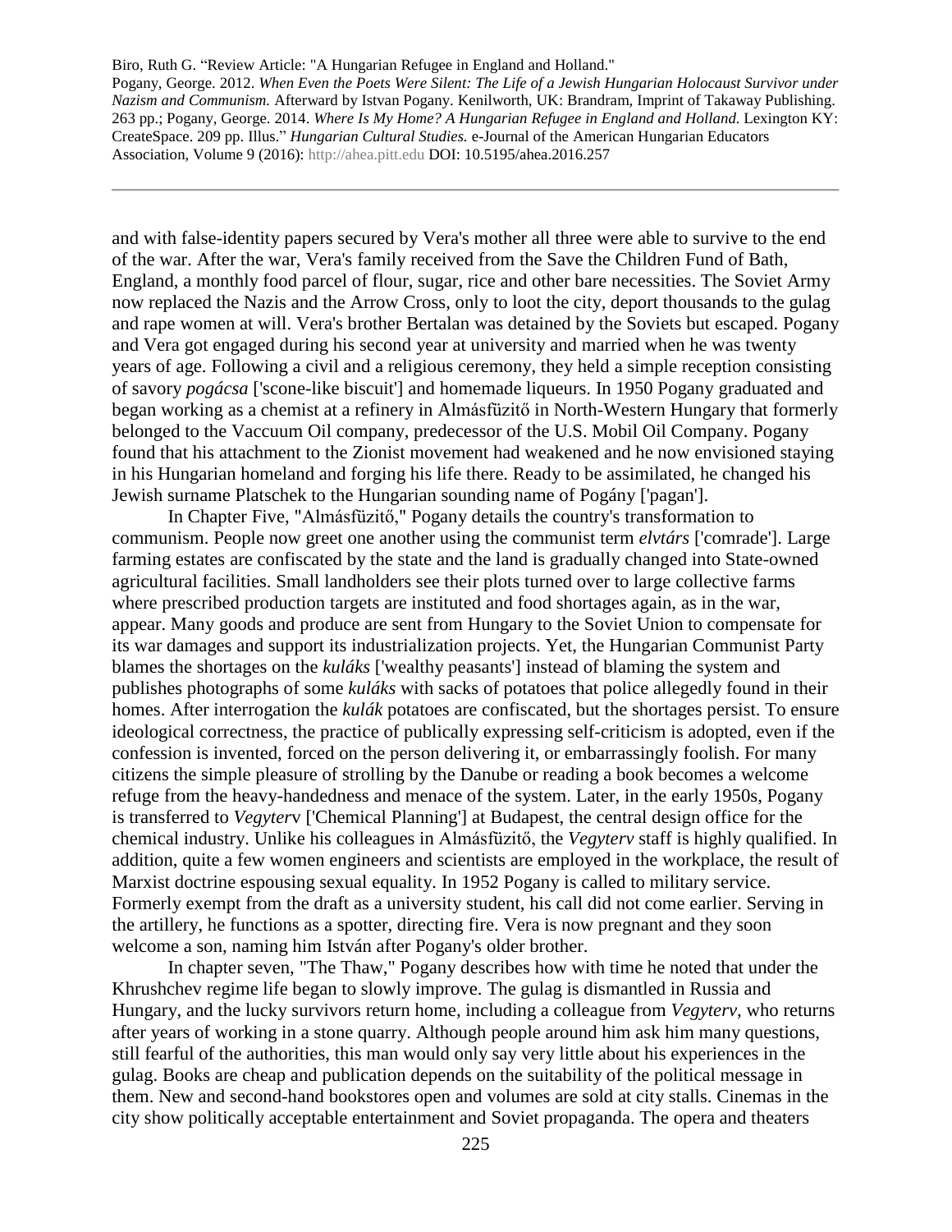and with false-identity papers secured by Vera's mother all three were able to survive to the end of the war. After the war, Vera's family received from the Save the Children Fund of Bath, England, a monthly food parcel of flour, sugar, rice and other bare necessities. The Soviet Army now replaced the Nazis and the Arrow Cross, only to loot the city, deport thousands to the gulag and rape women at will. Vera's brother Bertalan was detained by the Soviets but escaped. Pogany and Vera got engaged during his second year at university and married when he was twenty years of age. Following a civil and a religious ceremony, they held a simple reception consisting of savory *pogácsa* ['scone-like biscuit'] and homemade liqueurs. In 1950 Pogany graduated and began working as a chemist at a refinery in Almásfüzitő in North-Western Hungary that formerly belonged to the Vaccuum Oil company, predecessor of the U.S. Mobil Oil Company. Pogany found that his attachment to the Zionist movement had weakened and he now envisioned staying in his Hungarian homeland and forging his life there. Ready to be assimilated, he changed his Jewish surname Platschek to the Hungarian sounding name of Pogány ['pagan'].

In Chapter Five, "Almásfüzitő," Pogany details the country's transformation to communism. People now greet one another using the communist term *elvtárs* ['comrade']. Large farming estates are confiscated by the state and the land is gradually changed into State-owned agricultural facilities. Small landholders see their plots turned over to large collective farms where prescribed production targets are instituted and food shortages again, as in the war, appear. Many goods and produce are sent from Hungary to the Soviet Union to compensate for its war damages and support its industrialization projects. Yet, the Hungarian Communist Party blames the shortages on the *kuláks* ['wealthy peasants'] instead of blaming the system and publishes photographs of some *kuláks* with sacks of potatoes that police allegedly found in their homes. After interrogation the *kulák* potatoes are confiscated, but the shortages persist. To ensure ideological correctness, the practice of publically expressing self-criticism is adopted, even if the confession is invented, forced on the person delivering it, or embarrassingly foolish. For many citizens the simple pleasure of strolling by the Danube or reading a book becomes a welcome refuge from the heavy-handedness and menace of the system. Later, in the early 1950s, Pogany is transferred to *Vegyter*v ['Chemical Planning'] at Budapest, the central design office for the chemical industry. Unlike his colleagues in Almásfüzitő, the *Vegyterv* staff is highly qualified. In addition, quite a few women engineers and scientists are employed in the workplace, the result of Marxist doctrine espousing sexual equality. In 1952 Pogany is called to military service. Formerly exempt from the draft as a university student, his call did not come earlier. Serving in the artillery, he functions as a spotter, directing fire. Vera is now pregnant and they soon welcome a son, naming him István after Pogany's older brother.

In chapter seven, "The Thaw," Pogany describes how with time he noted that under the Khrushchev regime life began to slowly improve. The gulag is dismantled in Russia and Hungary, and the lucky survivors return home, including a colleague from *Vegyterv*, who returns after years of working in a stone quarry. Although people around him ask him many questions, still fearful of the authorities, this man would only say very little about his experiences in the gulag. Books are cheap and publication depends on the suitability of the political message in them. New and second-hand bookstores open and volumes are sold at city stalls. Cinemas in the city show politically acceptable entertainment and Soviet propaganda. The opera and theaters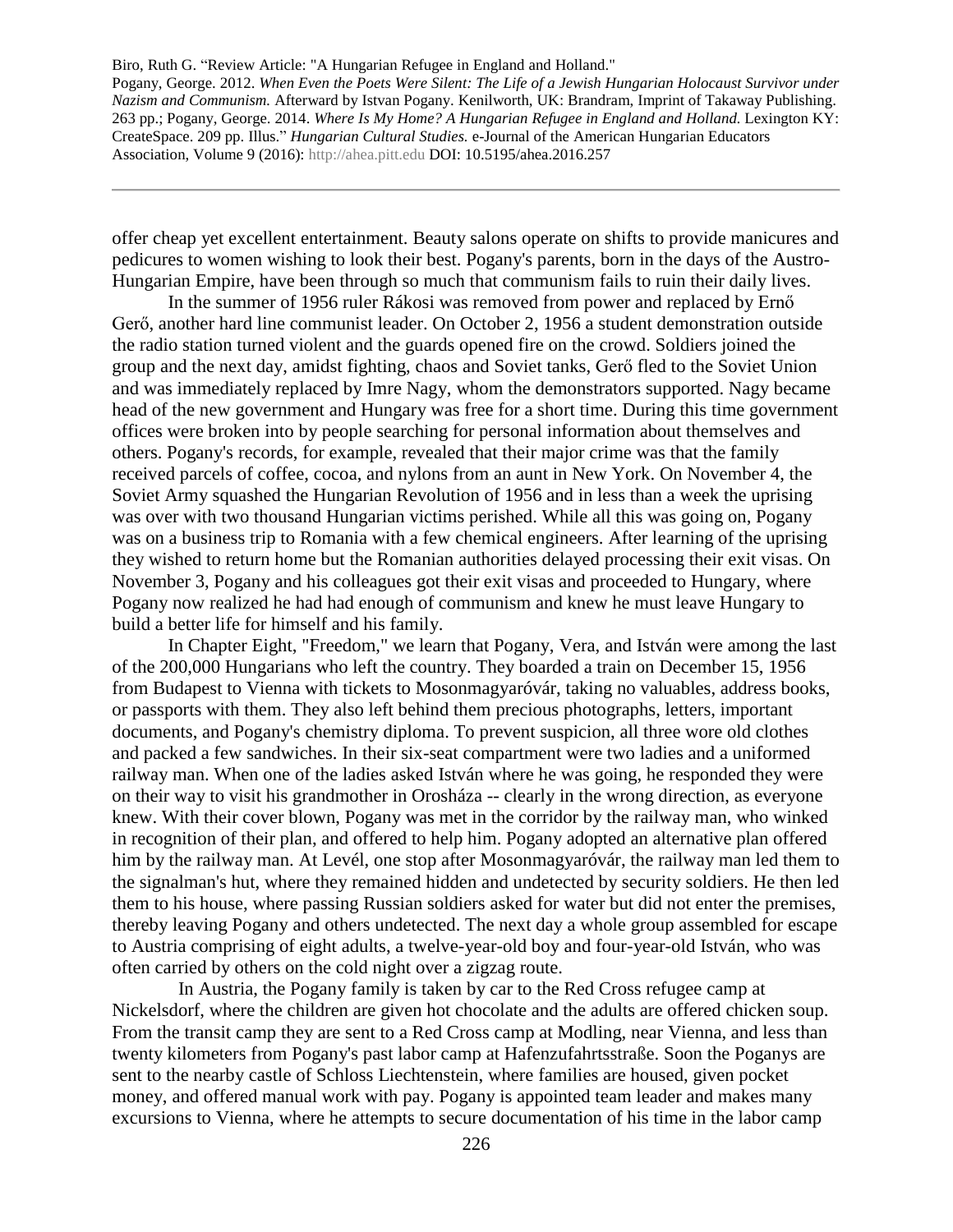offer cheap yet excellent entertainment. Beauty salons operate on shifts to provide manicures and pedicures to women wishing to look their best. Pogany's parents, born in the days of the Austro-Hungarian Empire, have been through so much that communism fails to ruin their daily lives.

In the summer of 1956 ruler Rákosi was removed from power and replaced by Ernő Gerő, another hard line communist leader. On October 2, 1956 a student demonstration outside the radio station turned violent and the guards opened fire on the crowd. Soldiers joined the group and the next day, amidst fighting, chaos and Soviet tanks, Gerő fled to the Soviet Union and was immediately replaced by Imre Nagy, whom the demonstrators supported. Nagy became head of the new government and Hungary was free for a short time. During this time government offices were broken into by people searching for personal information about themselves and others. Pogany's records, for example, revealed that their major crime was that the family received parcels of coffee, cocoa, and nylons from an aunt in New York. On November 4, the Soviet Army squashed the Hungarian Revolution of 1956 and in less than a week the uprising was over with two thousand Hungarian victims perished. While all this was going on, Pogany was on a business trip to Romania with a few chemical engineers. After learning of the uprising they wished to return home but the Romanian authorities delayed processing their exit visas. On November 3, Pogany and his colleagues got their exit visas and proceeded to Hungary, where Pogany now realized he had had enough of communism and knew he must leave Hungary to build a better life for himself and his family.

In Chapter Eight, "Freedom," we learn that Pogany, Vera, and István were among the last of the 200,000 Hungarians who left the country. They boarded a train on December 15, 1956 from Budapest to Vienna with tickets to Mosonmagyaróvár, taking no valuables, address books, or passports with them. They also left behind them precious photographs, letters, important documents, and Pogany's chemistry diploma. To prevent suspicion, all three wore old clothes and packed a few sandwiches. In their six-seat compartment were two ladies and a uniformed railway man. When one of the ladies asked István where he was going, he responded they were on their way to visit his grandmother in Orosháza -- clearly in the wrong direction, as everyone knew. With their cover blown, Pogany was met in the corridor by the railway man, who winked in recognition of their plan, and offered to help him. Pogany adopted an alternative plan offered him by the railway man. At Levél, one stop after Mosonmagyaróvár, the railway man led them to the signalman's hut, where they remained hidden and undetected by security soldiers. He then led them to his house, where passing Russian soldiers asked for water but did not enter the premises, thereby leaving Pogany and others undetected. The next day a whole group assembled for escape to Austria comprising of eight adults, a twelve-year-old boy and four-year-old István, who was often carried by others on the cold night over a zigzag route.

In Austria, the Pogany family is taken by car to the Red Cross refugee camp at Nickelsdorf, where the children are given hot chocolate and the adults are offered chicken soup. From the transit camp they are sent to a Red Cross camp at Modling, near Vienna, and less than twenty kilometers from Pogany's past labor camp at Hafenzufahrtsstraße. Soon the Poganys are sent to the nearby castle of Schloss Liechtenstein, where families are housed, given pocket money, and offered manual work with pay. Pogany is appointed team leader and makes many excursions to Vienna, where he attempts to secure documentation of his time in the labor camp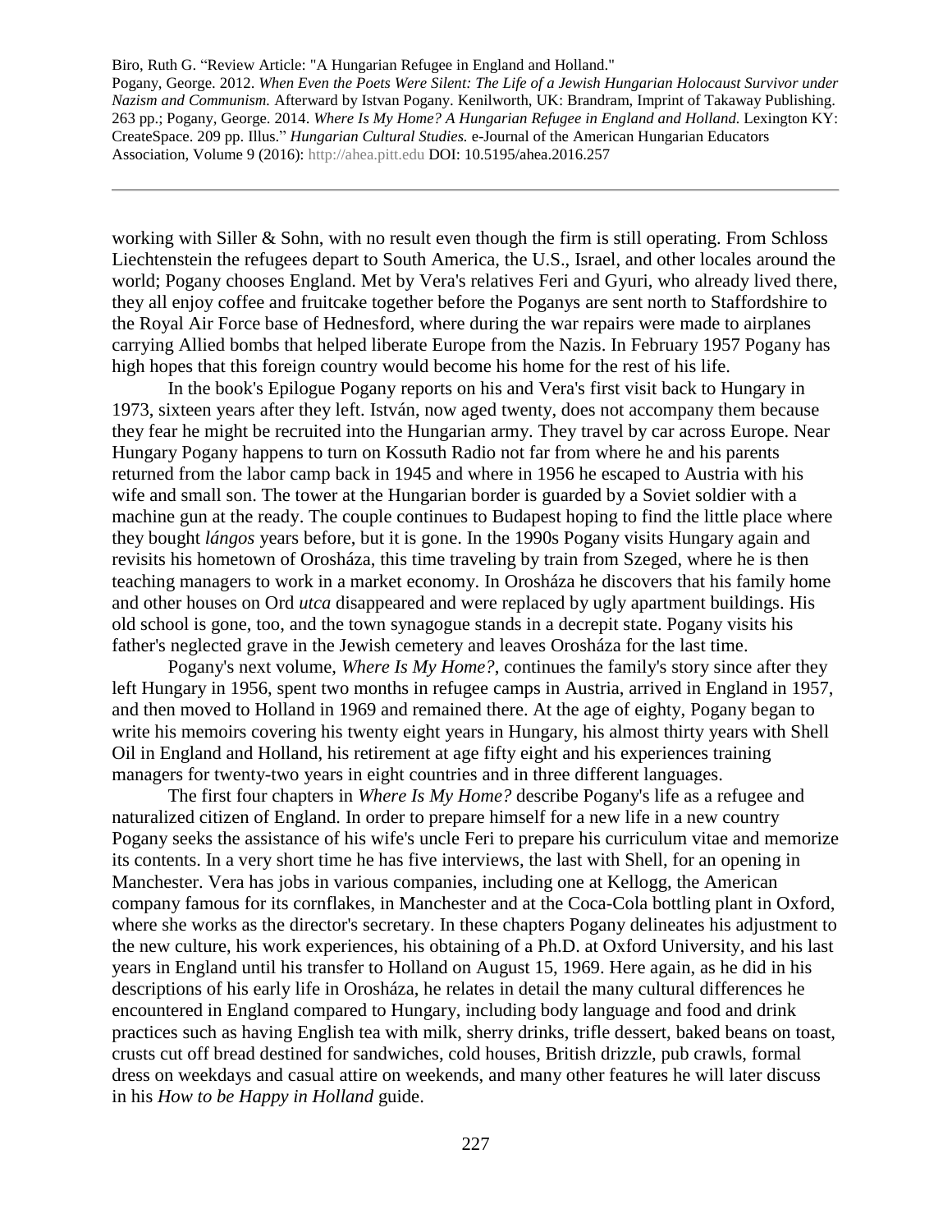working with Siller & Sohn, with no result even though the firm is still operating. From Schloss Liechtenstein the refugees depart to South America, the U.S., Israel, and other locales around the world; Pogany chooses England. Met by Vera's relatives Feri and Gyuri, who already lived there, they all enjoy coffee and fruitcake together before the Poganys are sent north to Staffordshire to the Royal Air Force base of Hednesford, where during the war repairs were made to airplanes carrying Allied bombs that helped liberate Europe from the Nazis. In February 1957 Pogany has high hopes that this foreign country would become his home for the rest of his life.

In the book's Epilogue Pogany reports on his and Vera's first visit back to Hungary in 1973, sixteen years after they left. István, now aged twenty, does not accompany them because they fear he might be recruited into the Hungarian army. They travel by car across Europe. Near Hungary Pogany happens to turn on Kossuth Radio not far from where he and his parents returned from the labor camp back in 1945 and where in 1956 he escaped to Austria with his wife and small son. The tower at the Hungarian border is guarded by a Soviet soldier with a machine gun at the ready. The couple continues to Budapest hoping to find the little place where they bought *lángos* years before, but it is gone. In the 1990s Pogany visits Hungary again and revisits his hometown of Orosháza, this time traveling by train from Szeged, where he is then teaching managers to work in a market economy. In Orosháza he discovers that his family home and other houses on Ord *utca* disappeared and were replaced by ugly apartment buildings. His old school is gone, too, and the town synagogue stands in a decrepit state. Pogany visits his father's neglected grave in the Jewish cemetery and leaves Orosháza for the last time.

Pogany's next volume, *Where Is My Home?*, continues the family's story since after they left Hungary in 1956, spent two months in refugee camps in Austria, arrived in England in 1957, and then moved to Holland in 1969 and remained there. At the age of eighty, Pogany began to write his memoirs covering his twenty eight years in Hungary, his almost thirty years with Shell Oil in England and Holland, his retirement at age fifty eight and his experiences training managers for twenty-two years in eight countries and in three different languages.

The first four chapters in *Where Is My Home?* describe Pogany's life as a refugee and naturalized citizen of England. In order to prepare himself for a new life in a new country Pogany seeks the assistance of his wife's uncle Feri to prepare his curriculum vitae and memorize its contents. In a very short time he has five interviews, the last with Shell, for an opening in Manchester. Vera has jobs in various companies, including one at Kellogg, the American company famous for its cornflakes, in Manchester and at the Coca-Cola bottling plant in Oxford, where she works as the director's secretary. In these chapters Pogany delineates his adjustment to the new culture, his work experiences, his obtaining of a Ph.D. at Oxford University, and his last years in England until his transfer to Holland on August 15, 1969. Here again, as he did in his descriptions of his early life in Orosháza, he relates in detail the many cultural differences he encountered in England compared to Hungary, including body language and food and drink practices such as having English tea with milk, sherry drinks, trifle dessert, baked beans on toast, crusts cut off bread destined for sandwiches, cold houses, British drizzle, pub crawls, formal dress on weekdays and casual attire on weekends, and many other features he will later discuss in his *How to be Happy in Holland* guide.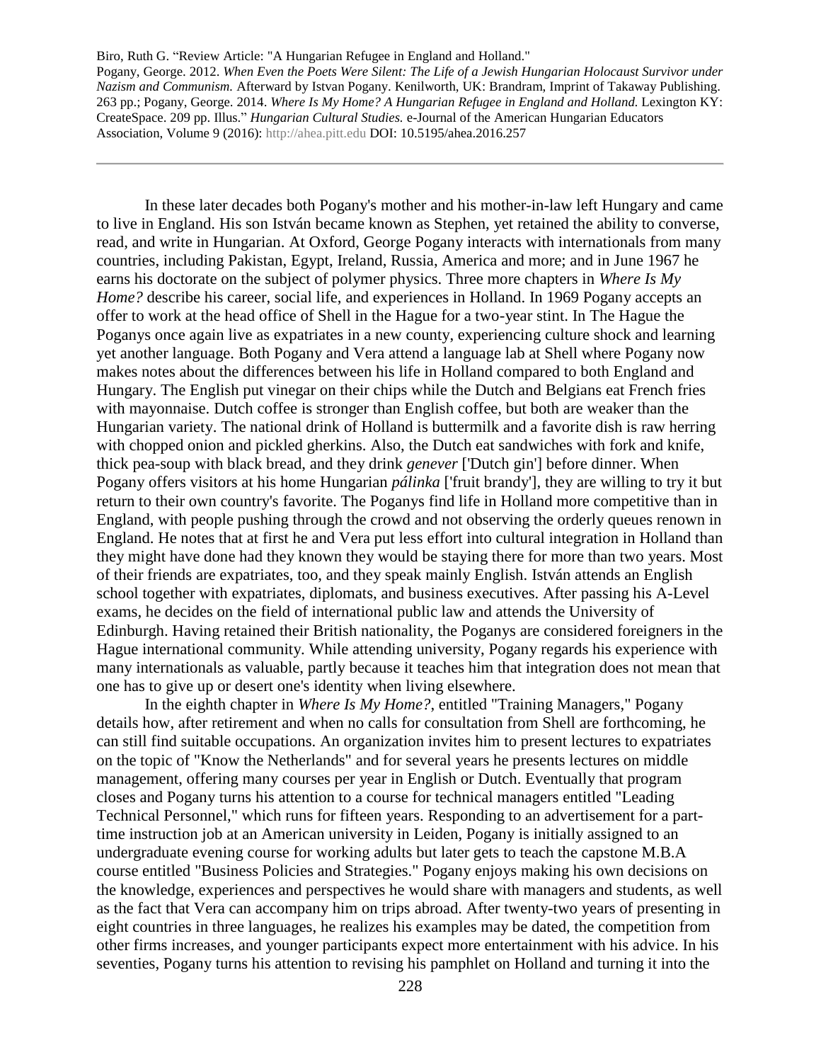In these later decades both Pogany's mother and his mother-in-law left Hungary and came to live in England. His son István became known as Stephen, yet retained the ability to converse, read, and write in Hungarian. At Oxford, George Pogany interacts with internationals from many countries, including Pakistan, Egypt, Ireland, Russia, America and more; and in June 1967 he earns his doctorate on the subject of polymer physics. Three more chapters in *Where Is My Home?* describe his career, social life, and experiences in Holland. In 1969 Pogany accepts an offer to work at the head office of Shell in the Hague for a two-year stint. In The Hague the Poganys once again live as expatriates in a new county, experiencing culture shock and learning yet another language. Both Pogany and Vera attend a language lab at Shell where Pogany now makes notes about the differences between his life in Holland compared to both England and Hungary. The English put vinegar on their chips while the Dutch and Belgians eat French fries with mayonnaise. Dutch coffee is stronger than English coffee, but both are weaker than the Hungarian variety. The national drink of Holland is buttermilk and a favorite dish is raw herring with chopped onion and pickled gherkins. Also, the Dutch eat sandwiches with fork and knife, thick pea-soup with black bread, and they drink *genever* ['Dutch gin'] before dinner. When Pogany offers visitors at his home Hungarian *pálinka* ['fruit brandy'], they are willing to try it but return to their own country's favorite. The Poganys find life in Holland more competitive than in England, with people pushing through the crowd and not observing the orderly queues renown in England. He notes that at first he and Vera put less effort into cultural integration in Holland than they might have done had they known they would be staying there for more than two years. Most of their friends are expatriates, too, and they speak mainly English. István attends an English school together with expatriates, diplomats, and business executives. After passing his A-Level exams, he decides on the field of international public law and attends the University of Edinburgh. Having retained their British nationality, the Poganys are considered foreigners in the Hague international community. While attending university, Pogany regards his experience with many internationals as valuable, partly because it teaches him that integration does not mean that one has to give up or desert one's identity when living elsewhere.

In the eighth chapter in *Where Is My Home?*, entitled "Training Managers," Pogany details how, after retirement and when no calls for consultation from Shell are forthcoming, he can still find suitable occupations. An organization invites him to present lectures to expatriates on the topic of "Know the Netherlands" and for several years he presents lectures on middle management, offering many courses per year in English or Dutch. Eventually that program closes and Pogany turns his attention to a course for technical managers entitled "Leading Technical Personnel," which runs for fifteen years. Responding to an advertisement for a part-time instruction job at an American university in Leiden, Pogany is initially assigned to an undergraduate evening course for working adults but later gets to teach the capstone M.B.A course entitled "Business Policies and Strategies." Pogany enjoys making his own decisions on the knowledge, experiences and perspectives he would share with managers and students, as well as the fact that Vera can accompany him on trips abroad. After twenty-two years of presenting in eight countries in three languages, he realizes his examples may be dated, the competition from other firms increases, and younger participants expect more entertainment with his advice. In his seventies, Pogany turns his attention to revising his pamphlet on Holland and turning it into the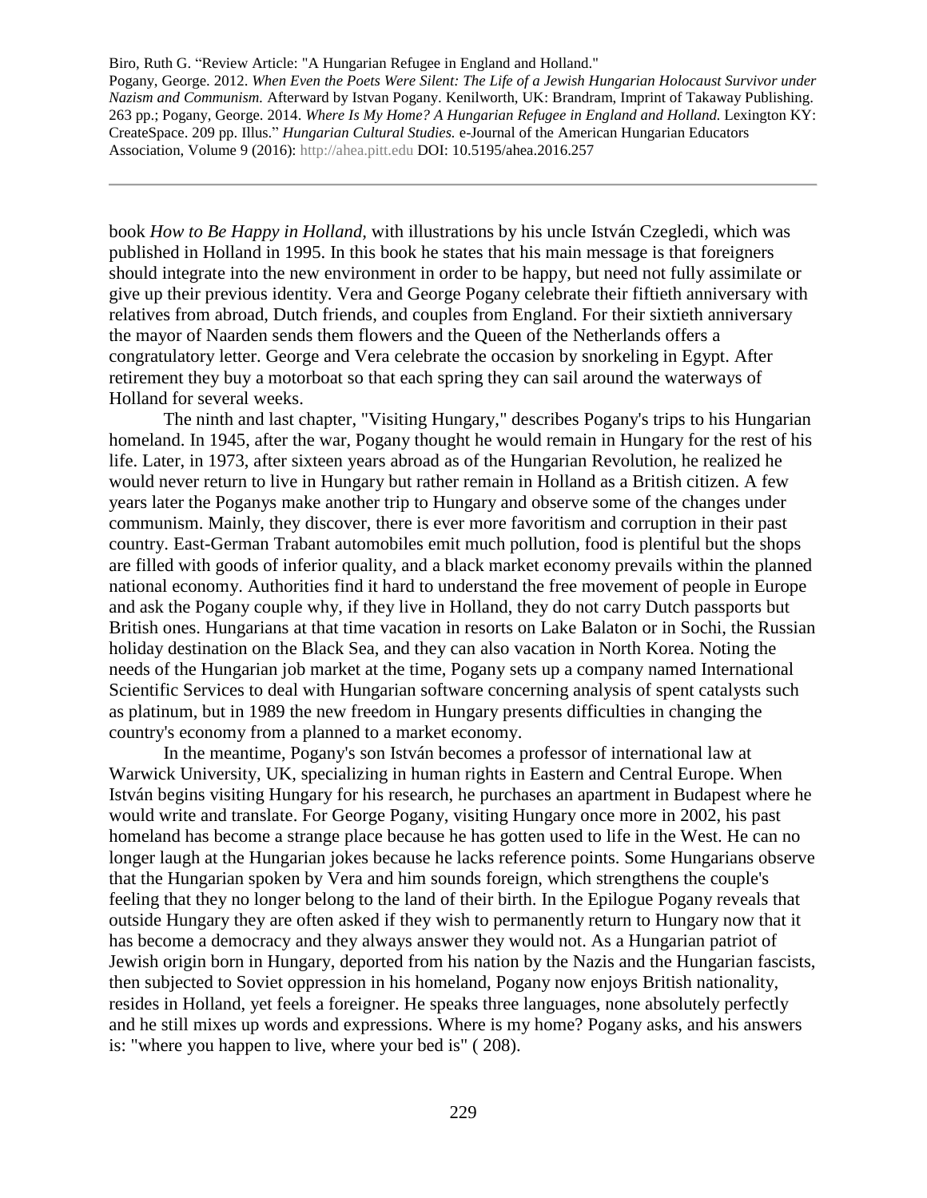book *How to Be Happy in Holland*, with illustrations by his uncle István Czegledi, which was published in Holland in 1995. In this book he states that his main message is that foreigners should integrate into the new environment in order to be happy, but need not fully assimilate or give up their previous identity. Vera and George Pogany celebrate their fiftieth anniversary with relatives from abroad, Dutch friends, and couples from England. For their sixtieth anniversary the mayor of Naarden sends them flowers and the Queen of the Netherlands offers a congratulatory letter. George and Vera celebrate the occasion by snorkeling in Egypt. After retirement they buy a motorboat so that each spring they can sail around the waterways of Holland for several weeks.

The ninth and last chapter, "Visiting Hungary," describes Pogany's trips to his Hungarian homeland. In 1945, after the war, Pogany thought he would remain in Hungary for the rest of his life. Later, in 1973, after sixteen years abroad as of the Hungarian Revolution, he realized he would never return to live in Hungary but rather remain in Holland as a British citizen. A few years later the Poganys make another trip to Hungary and observe some of the changes under communism. Mainly, they discover, there is ever more favoritism and corruption in their past country. East-German Trabant automobiles emit much pollution, food is plentiful but the shops are filled with goods of inferior quality, and a black market economy prevails within the planned national economy. Authorities find it hard to understand the free movement of people in Europe and ask the Pogany couple why, if they live in Holland, they do not carry Dutch passports but British ones. Hungarians at that time vacation in resorts on Lake Balaton or in Sochi, the Russian holiday destination on the Black Sea, and they can also vacation in North Korea. Noting the needs of the Hungarian job market at the time, Pogany sets up a company named International Scientific Services to deal with Hungarian software concerning analysis of spent catalysts such as platinum, but in 1989 the new freedom in Hungary presents difficulties in changing the country's economy from a planned to a market economy.

In the meantime, Pogany's son István becomes a professor of international law at Warwick University, UK, specializing in human rights in Eastern and Central Europe. When István begins visiting Hungary for his research, he purchases an apartment in Budapest where he would write and translate. For George Pogany, visiting Hungary once more in 2002, his past homeland has become a strange place because he has gotten used to life in the West. He can no longer laugh at the Hungarian jokes because he lacks reference points. Some Hungarians observe that the Hungarian spoken by Vera and him sounds foreign, which strengthens the couple's feeling that they no longer belong to the land of their birth. In the Epilogue Pogany reveals that outside Hungary they are often asked if they wish to permanently return to Hungary now that it has become a democracy and they always answer they would not. As a Hungarian patriot of Jewish origin born in Hungary, deported from his nation by the Nazis and the Hungarian fascists, then subjected to Soviet oppression in his homeland, Pogany now enjoys British nationality, resides in Holland, yet feels a foreigner. He speaks three languages, none absolutely perfectly and he still mixes up words and expressions. Where is my home? Pogany asks, and his answers is: "where you happen to live, where your bed is" ( 208).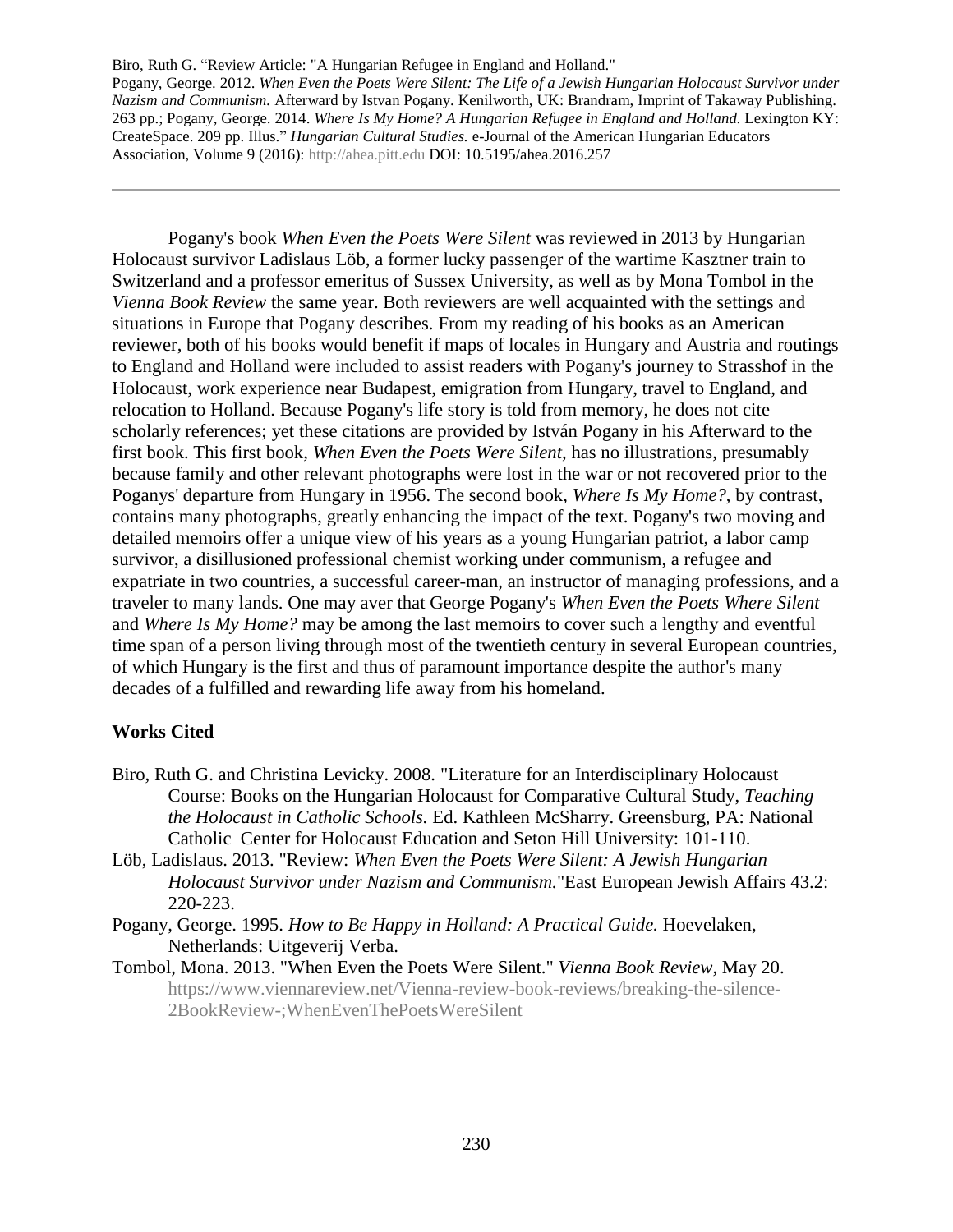Pogany's book *When Even the Poets Were Silent* was reviewed in 2013 by Hungarian Holocaust survivor Ladislaus Löb, a former lucky passenger of the wartime Kasztner train to Switzerland and a professor emeritus of Sussex University, as well as by Mona Tombol in the *Vienna Book Review* the same year. Both reviewers are well acquainted with the settings and situations in Europe that Pogany describes. From my reading of his books as an American reviewer, both of his books would benefit if maps of locales in Hungary and Austria and routings to England and Holland were included to assist readers with Pogany's journey to Strasshof in the Holocaust, work experience near Budapest, emigration from Hungary, travel to England, and relocation to Holland. Because Pogany's life story is told from memory, he does not cite scholarly references; yet these citations are provided by István Pogany in his Afterward to the first book. This first book, *When Even the Poets Were Silent*, has no illustrations, presumably because family and other relevant photographs were lost in the war or not recovered prior to the Poganys' departure from Hungary in 1956. The second book, *Where Is My Home?*, by contrast, contains many photographs, greatly enhancing the impact of the text. Pogany's two moving and detailed memoirs offer a unique view of his years as a young Hungarian patriot, a labor camp survivor, a disillusioned professional chemist working under communism, a refugee and expatriate in two countries, a successful career-man, an instructor of managing professions, and a traveler to many lands. One may aver that George Pogany's *When Even the Poets Where Silent* and *Where Is My Home?* may be among the last memoirs to cover such a lengthy and eventful time span of a person living through most of the twentieth century in several European countries, of which Hungary is the first and thus of paramount importance despite the author's many decades of a fulfilled and rewarding life away from his homeland.

**Works Cited**

Biro, Ruth G. and Christina Levicky. 2008. "Literature for an Interdisciplinary Holocaust Course: Books on the Hungarian Holocaust for Comparative Cultural Study, *Teaching the Holocaust in Catholic Schools.* Ed. Kathleen McSharry. Greensburg, PA: National Catholic Center for Holocaust Education and Seton Hill University: 101-110.

Löb, Ladislaus. 2013. "Review: *When Even the Poets Were Silent: A Jewish Hungarian Holocaust Survivor under Nazism and Communism.*"East European Jewish Affairs 43.2: 220-223.

Pogany, George. 1995. *How to Be Happy in Holland: A Practical Guide.* Hoevelaken, Netherlands: Uitgeverij Verba.

Tombol, Mona. 2013. "When Even the Poets Were Silent." *Vienna Book Review*, May 20. https://www.viennareview.net/Vienna-review-book-reviews/breaking-the-silence-2BookReview-;WhenEvenThePoetsWereSilent